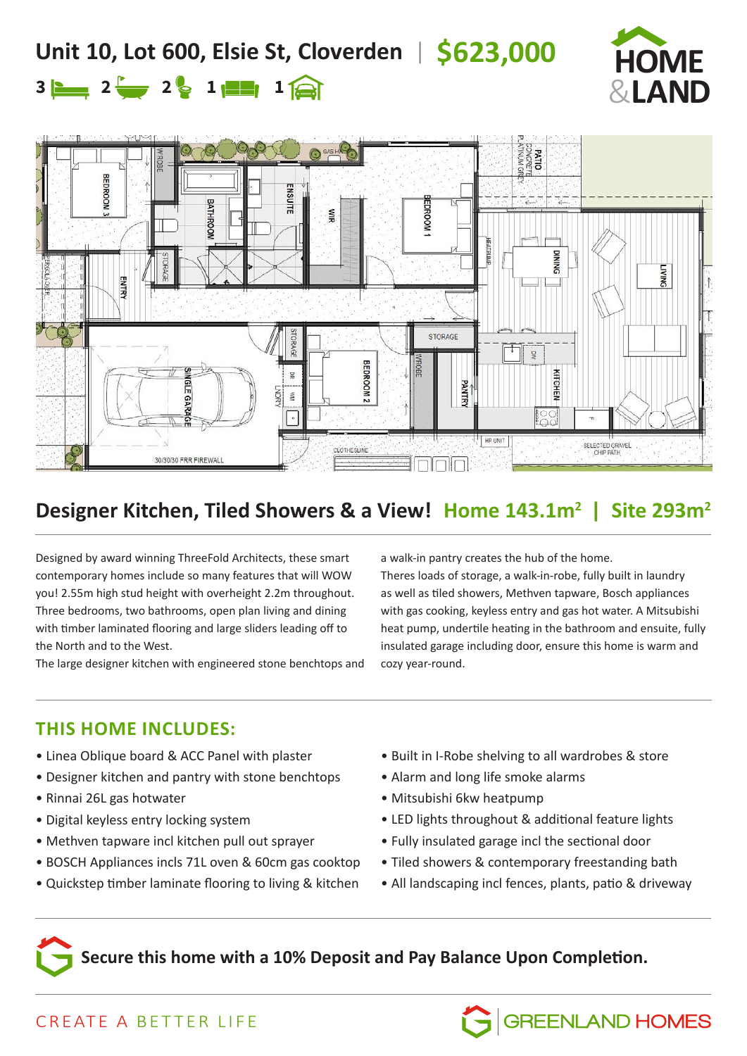# Unit 10, Lot 600, Elsie St, Cloverden | $623,000

3 bed | 2 bath | 2 toilet | 1 living | 1 garage

HOME & LAND

## Designer Kitchen, Tiled Showers & a View! Home 143.1m² | Site 293m²

Designed by award winning ThreeFold Architects, these smart contemporary homes include so many features that will WOW you! 2.55m high stud height with overheight 2.2m throughout. Three bedrooms, two bathrooms, open plan living and dining with timber laminated flooring and large sliders leading off to the North and to the West.

The large designer kitchen with engineered stone benchtops and a walk-in pantry creates the hub of the home.

Theres loads of storage, a walk-in-robe, fully built in laundry as well as tiled showers, Methven tapware, Bosch appliances with gas cooking, keyless entry and gas hot water. A Mitsubishi heat pump, undertile heating in the bathroom and ensuite, fully insulated garage including door, ensure this home is warm and cozy year-round.

## THIS HOME INCLUDES:

- Linea Oblique board & ACC Panel with plaster
- Designer kitchen and pantry with stone benchtops
- Rinnai 26L gas hotwater
- Digital keyless entry locking system
- Methven tapware incl kitchen pull out sprayer
- BOSCH Appliances incls 71L oven & 60cm gas cooktop
- Quickstep timber laminate flooring to living & kitchen
- Built in I-Robe shelving to all wardrobes & store
- Alarm and long life smoke alarms
- Mitsubishi 6kw heatpump
- LED lights throughout & additional feature lights
- Fully insulated garage incl the sectional door
- Tiled showers & contemporary freestanding bath
- All landscaping incl fences, plants, patio & driveway

**Secure this home with a 10% Deposit and Pay Balance Upon Completion.**

CREATE A BETTER LIFE

GREENLAND HOMES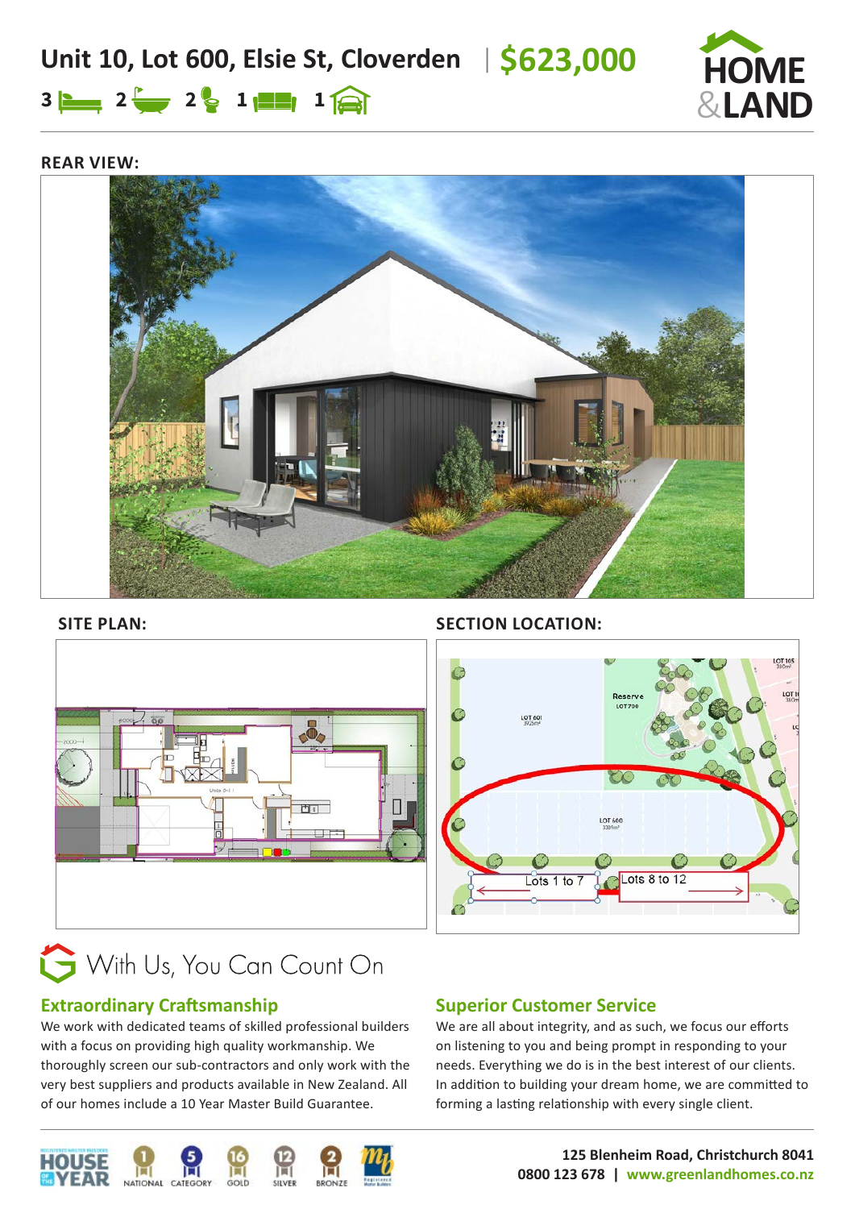# Unit 10, Lot 600, Elsie St, Cloverden | $623,000

3 2 2 1 1

HOME &LAND

**REAR VIEW:**

**SITE PLAN:**

**SECTION LOCATION:**

LOT 601

Reserve
LOT 700

LOT 600

Lots 1 to 7

Lots 8 to 12

With Us, You Can Count On

### Extraordinary Craftsmanship

We work with dedicated teams of skilled professional builders with a focus on providing high quality workmanship. We thoroughly screen our sub-contractors and only work with the very best suppliers and products available in New Zealand. All of our homes include a 10 Year Master Build Guarantee.

### Superior Customer Service

We are all about integrity, and as such, we focus our efforts on listening to you and being prompt in responding to your needs. Everything we do is in the best interest of our clients. In addition to building your dream home, we are committed to forming a lasting relationship with every single client.

HOUSE OF THE YEAR   1 NATIONAL   5 CATEGORY   16 GOLD   12 SILVER   2 BRONZE

**125 Blenheim Road, Christchurch 8041**
**0800 123 678 | www.greenlandhomes.co.nz**